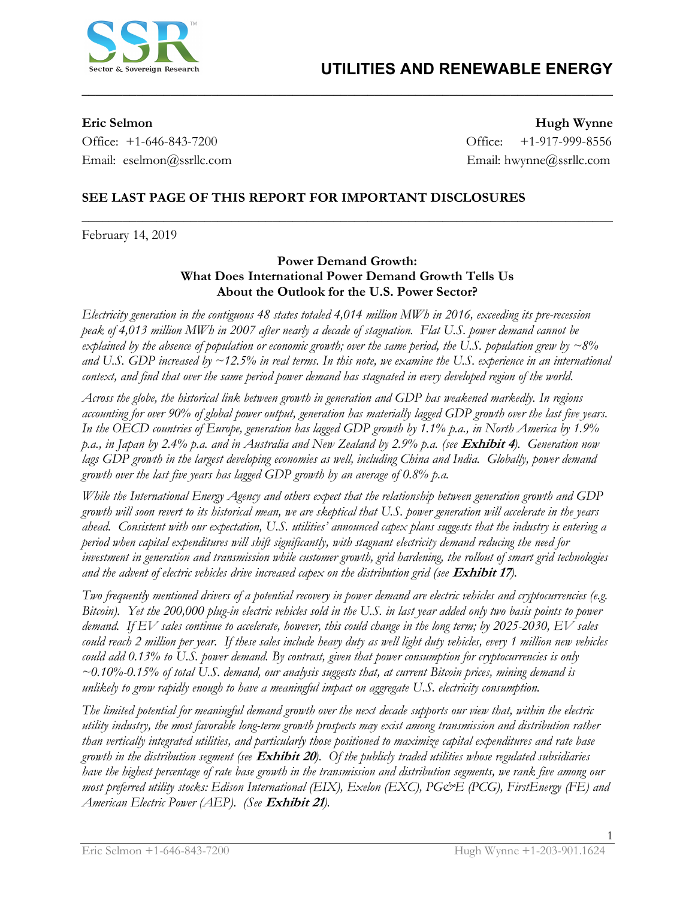# UTILITIES AND RENEWABLE ENERGY

**Eric Selmon**
Office: +1-646-843-7200
Email: eselmon@ssrllc.com

**Hugh Wynne**
Office: +1-917-999-8556
Email: hwynne@ssrllc.com

**SEE LAST PAGE OF THIS REPORT FOR IMPORTANT DISCLOSURES**

February 14, 2019

## Power Demand Growth: What Does International Power Demand Growth Tells Us About the Outlook for the U.S. Power Sector?

*Electricity generation in the contiguous 48 states totaled 4,014 million MWh in 2016, exceeding its pre-recession peak of 4,013 million MWh in 2007 after nearly a decade of stagnation. Flat U.S. power demand cannot be explained by the absence of population or economic growth; over the same period, the U.S. population grew by ~8% and U.S. GDP increased by ~12.5% in real terms. In this note, we examine the U.S. experience in an international context, and find that over the same period power demand has stagnated in every developed region of the world.*

*Across the globe, the historical link between growth in generation and GDP has weakened markedly. In regions accounting for over 90% of global power output, generation has materially lagged GDP growth over the last five years. In the OECD countries of Europe, generation has lagged GDP growth by 1.1% p.a., in North America by 1.9% p.a., in Japan by 2.4% p.a. and in Australia and New Zealand by 2.9% p.a. (see* ***Exhibit 4****). Generation now lags GDP growth in the largest developing economies as well, including China and India. Globally, power demand growth over the last five years has lagged GDP growth by an average of 0.8% p.a.*

*While the International Energy Agency and others expect that the relationship between generation growth and GDP growth will soon revert to its historical mean, we are skeptical that U.S. power generation will accelerate in the years ahead. Consistent with our expectation, U.S. utilities' announced capex plans suggests that the industry is entering a period when capital expenditures will shift significantly, with stagnant electricity demand reducing the need for investment in generation and transmission while customer growth, grid hardening, the rollout of smart grid technologies and the advent of electric vehicles drive increased capex on the distribution grid (see* ***Exhibit 17****).*

*Two frequently mentioned drivers of a potential recovery in power demand are electric vehicles and cryptocurrencies (e.g. Bitcoin). Yet the 200,000 plug-in electric vehicles sold in the U.S. in last year added only two basis points to power demand. If EV sales continue to accelerate, however, this could change in the long term; by 2025-2030, EV sales could reach 2 million per year. If these sales include heavy duty as well light duty vehicles, every 1 million new vehicles could add 0.13% to U.S. power demand. By contrast, given that power consumption for cryptocurrencies is only ~0.10%-0.15% of total U.S. demand, our analysis suggests that, at current Bitcoin prices, mining demand is unlikely to grow rapidly enough to have a meaningful impact on aggregate U.S. electricity consumption.*

*The limited potential for meaningful demand growth over the next decade supports our view that, within the electric utility industry, the most favorable long-term growth prospects may exist among transmission and distribution rather than vertically integrated utilities, and particularly those positioned to maximize capital expenditures and rate base growth in the distribution segment (see* ***Exhibit 20****). Of the publicly traded utilities whose regulated subsidiaries have the highest percentage of rate base growth in the transmission and distribution segments, we rank five among our most preferred utility stocks: Edison International (EIX), Exelon (EXC), PG&E (PCG), FirstEnergy (FE) and American Electric Power (AEP). (See* ***Exhibit 21****).*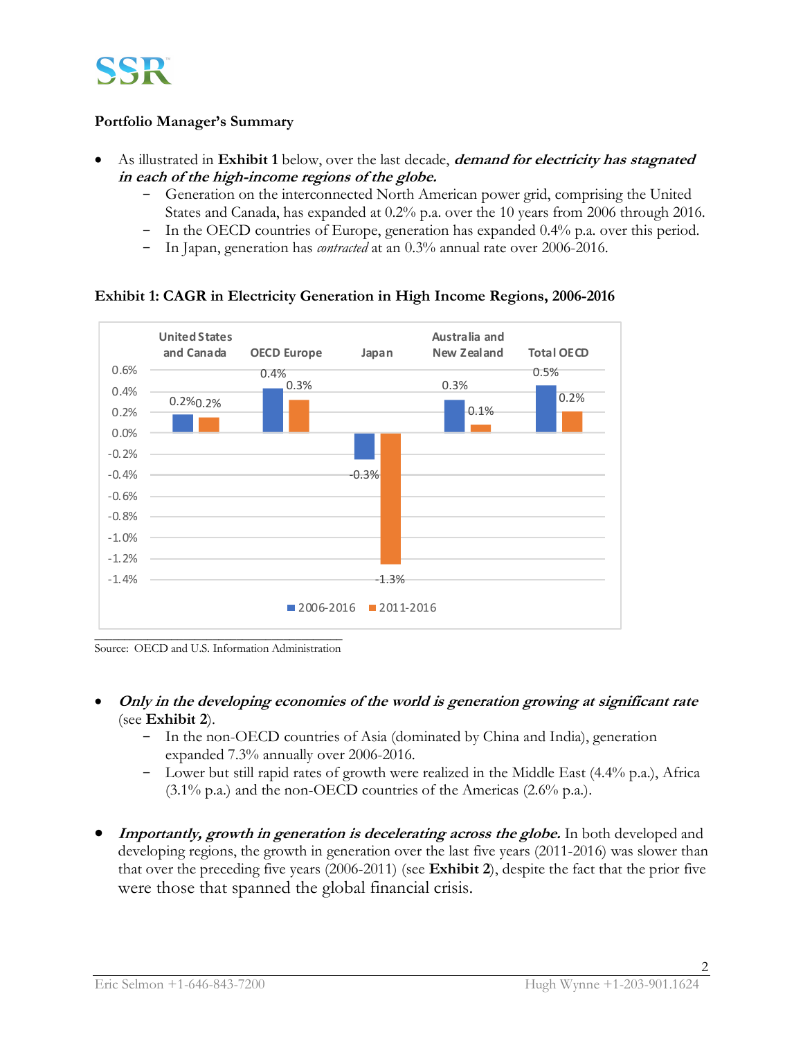**Portfolio Manager's Summary**

- As illustrated in **Exhibit 1** below, over the last decade, ***demand for electricity has stagnated in each of the high-income regions of the globe.***
  - Generation on the interconnected North American power grid, comprising the United States and Canada, has expanded at 0.2% p.a. over the 10 years from 2006 through 2016.
  - In the OECD countries of Europe, generation has expanded 0.4% p.a. over this period.
  - In Japan, generation has *contracted* at an 0.3% annual rate over 2006-2016.

**Exhibit 1: CAGR in Electricity Generation in High Income Regions, 2006-2016**

| | United States and Canada | OECD Europe | Japan | Australia and New Zealand | Total OECD |
|---|---|---|---|---|---|
| 2006-2016 | 0.2% | 0.4% | -0.3% | 0.3% | 0.5% |
| 2011-2016 | 0.2% | 0.3% | -1.3% | 0.1% | 0.2% |

Source: OECD and U.S. Information Administration

- ***Only in the developing economies of the world is generation growing at significant rate*** (see **Exhibit 2**).
  - In the non-OECD countries of Asia (dominated by China and India), generation expanded 7.3% annually over 2006-2016.
  - Lower but still rapid rates of growth were realized in the Middle East (4.4% p.a.), Africa (3.1% p.a.) and the non-OECD countries of the Americas (2.6% p.a.).

- ***Importantly, growth in generation is decelerating across the globe.*** In both developed and developing regions, the growth in generation over the last five years (2011-2016) was slower than that over the preceding five years (2006-2011) (see **Exhibit 2**), despite the fact that the prior five were those that spanned the global financial crisis.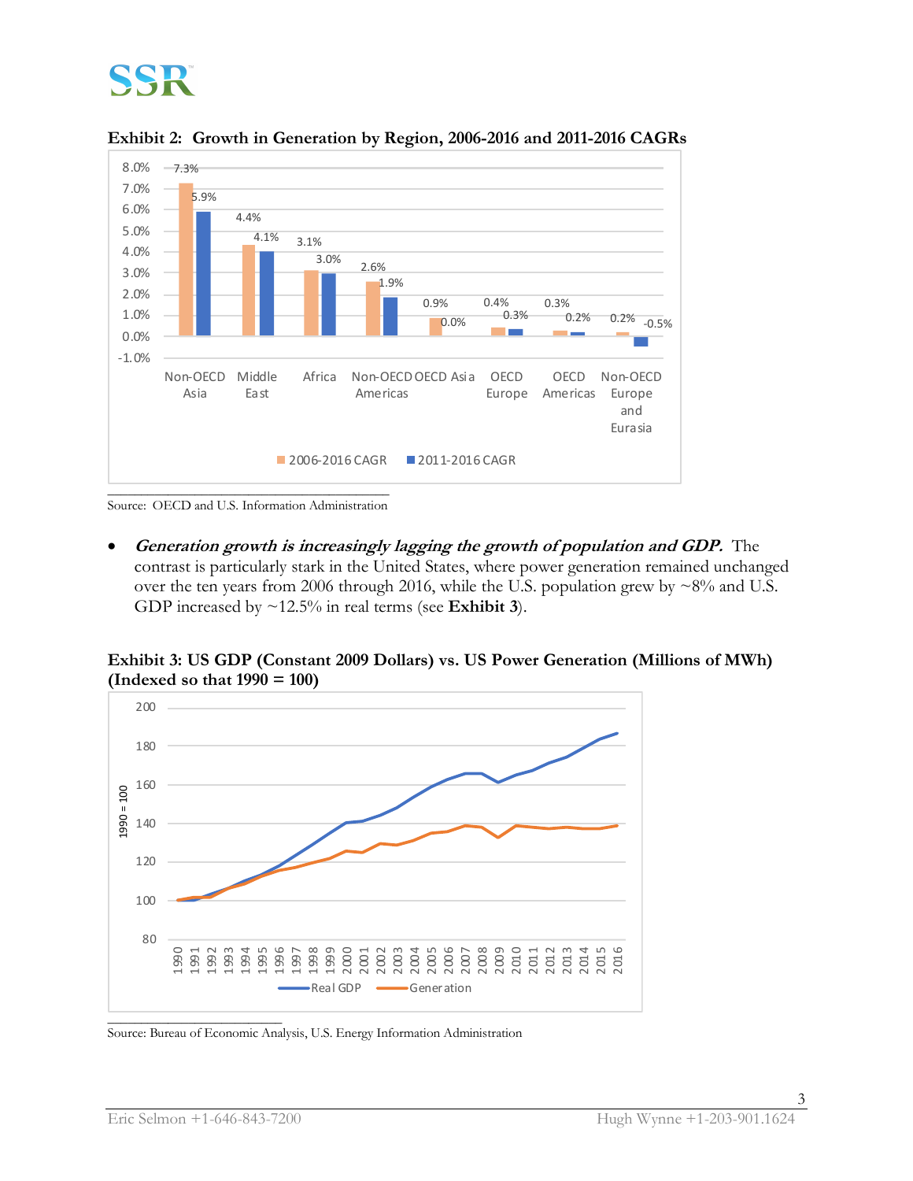**Exhibit 2: Growth in Generation by Region, 2006-2016 and 2011-2016 CAGRs**

| Region | 2006-2016 CAGR | 2011-2016 CAGR |
| --- | --- | --- |
| Non-OECD Asia | 7.3% | 5.9% |
| Middle East | 4.4% | 4.1% |
| Africa | 3.1% | 3.0% |
| Non-OECD Americas | 2.6% | 1.9% |
| OECD Asia | 0.9% | 0.0% |
| OECD Europe | 0.4% | 0.3% |
| OECD Americas | 0.3% | 0.2% |
| Non-OECD Europe and Eurasia | 0.2% | -0.5% |

Source: OECD and U.S. Information Administration

- ***Generation growth is increasingly lagging the growth of population and GDP.*** The contrast is particularly stark in the United States, where power generation remained unchanged over the ten years from 2006 through 2016, while the U.S. population grew by ~8% and U.S. GDP increased by ~12.5% in real terms (see **Exhibit 3**).

**Exhibit 3: US GDP (Constant 2009 Dollars) vs. US Power Generation (Millions of MWh) (Indexed so that 1990 = 100)**

Source: Bureau of Economic Analysis, U.S. Energy Information Administration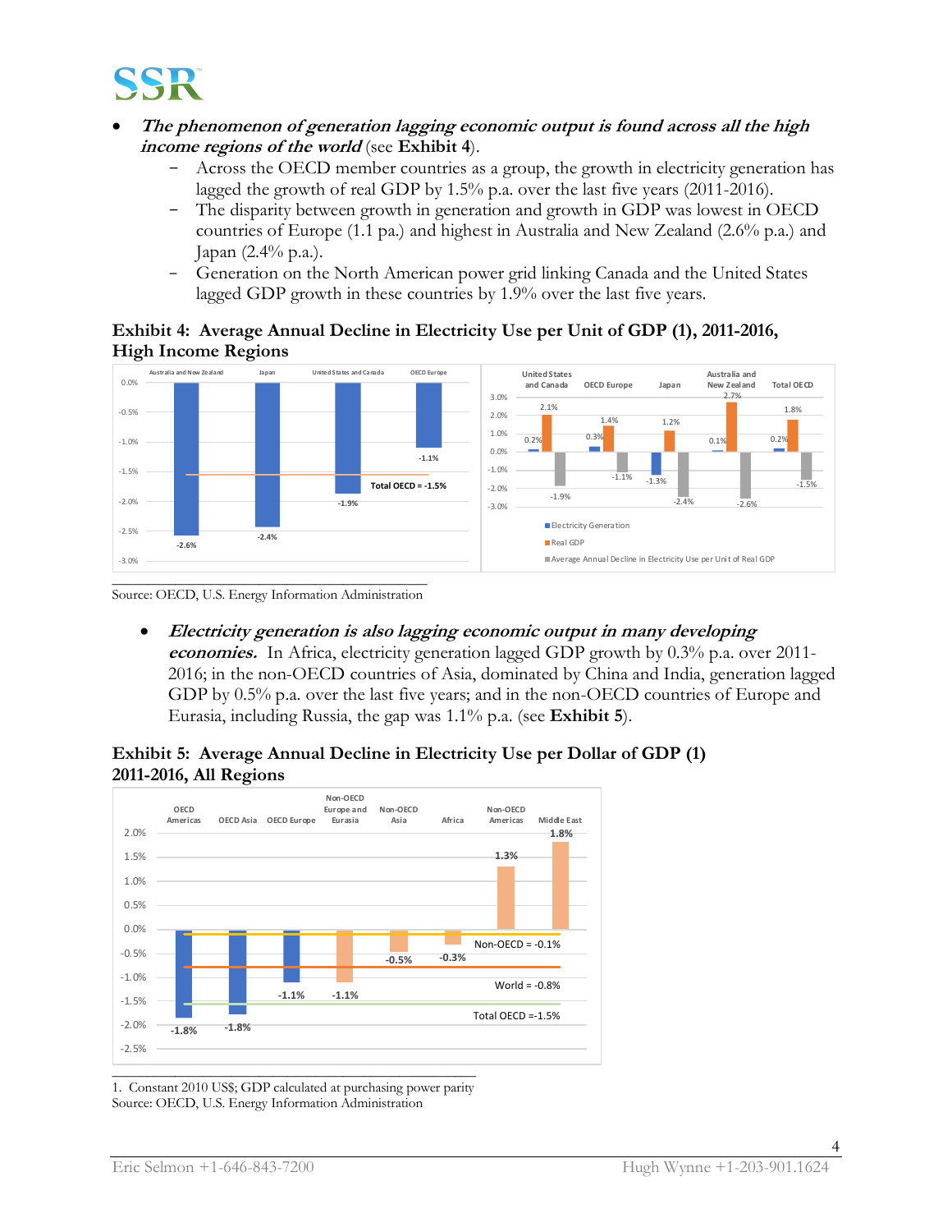- ***The phenomenon of generation lagging economic output is found across all the high income regions of the world*** (see **Exhibit 4**).
  - Across the OECD member countries as a group, the growth in electricity generation has lagged the growth of real GDP by 1.5% p.a. over the last five years (2011-2016).
  - The disparity between growth in generation and growth in GDP was lowest in OECD countries of Europe (1.1 pa.) and highest in Australia and New Zealand (2.6% p.a.) and Japan (2.4% p.a.).
  - Generation on the North American power grid linking Canada and the United States lagged GDP growth in these countries by 1.9% over the last five years.

**Exhibit 4: Average Annual Decline in Electricity Use per Unit of GDP (1), 2011-2016, High Income Regions**

| | Australia and New Zealand | Japan | United States and Canada | OECD Europe |
|---|---|---|---|---|
| Average Annual Decline | -2.6% | -2.4% | -1.9% | -1.1% |

Total OECD = -1.5%

| | United States and Canada | OECD Europe | Japan | Australia and New Zealand | Total OECD |
|---|---|---|---|---|---|
| Electricity Generation | 0.2% | 0.3% | -1.3% | 0.1% | 0.2% |
| Real GDP | 2.1% | 1.4% | 1.2% | 2.7% | 1.8% |
| Average Annual Decline in Electricity Use per Unit of Real GDP | -1.9% | -1.1% | -2.4% | -2.6% | -1.5% |

Source: OECD, U.S. Energy Information Administration

- ***Electricity generation is also lagging economic output in many developing economies.*** In Africa, electricity generation lagged GDP growth by 0.3% p.a. over 2011-2016; in the non-OECD countries of Asia, dominated by China and India, generation lagged GDP by 0.5% p.a. over the last five years; and in the non-OECD countries of Europe and Eurasia, including Russia, the gap was 1.1% p.a. (see **Exhibit 5**).

**Exhibit 5: Average Annual Decline in Electricity Use per Dollar of GDP (1) 2011-2016, All Regions**

| | OECD Americas | OECD Asia | OECD Europe | Non-OECD Europe and Eurasia | Non-OECD Asia | Africa | Non-OECD Americas | Middle East |
|---|---|---|---|---|---|---|---|---|
| Average Annual Decline | -1.8% | -1.8% | -1.1% | -1.1% | -0.5% | -0.3% | 1.3% | 1.8% |

Non-OECD = -0.1%; World = -0.8%; Total OECD = -1.5%

1. Constant 2010 US$; GDP calculated at purchasing power parity

Source: OECD, U.S. Energy Information Administration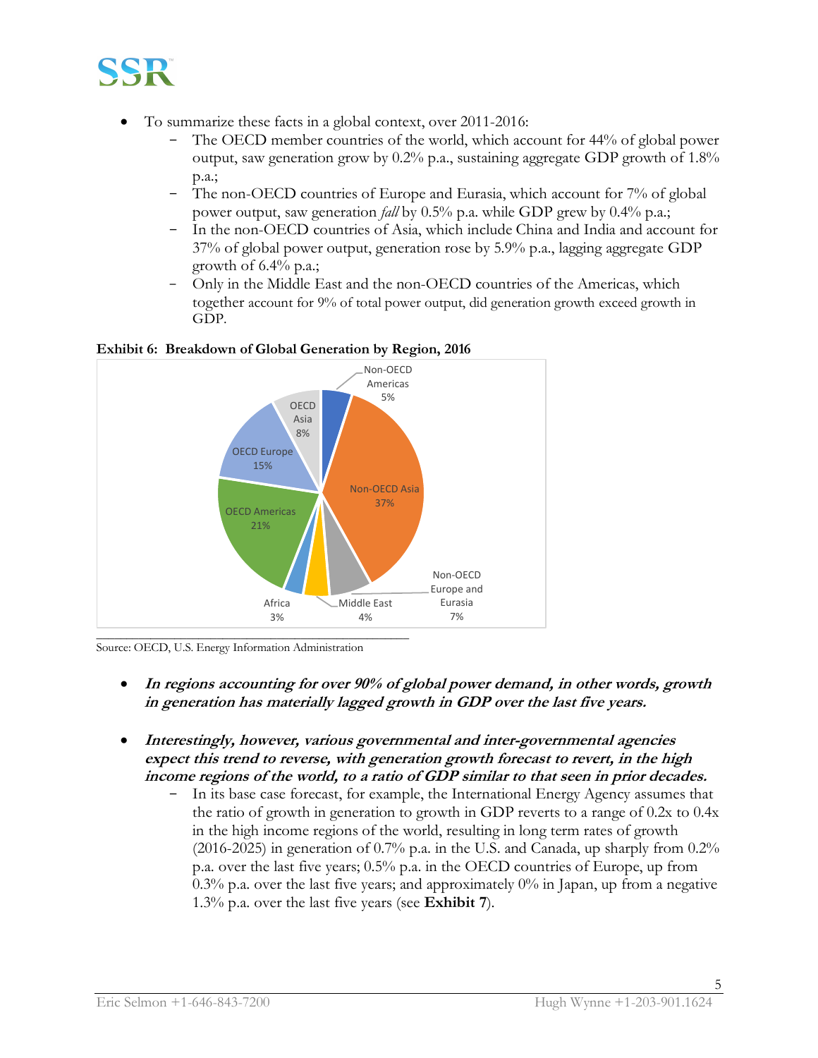- To summarize these facts in a global context, over 2011-2016:
  - The OECD member countries of the world, which account for 44% of global power output, saw generation grow by 0.2% p.a., sustaining aggregate GDP growth of 1.8% p.a.;
  - The non-OECD countries of Europe and Eurasia, which account for 7% of global power output, saw generation *fall* by 0.5% p.a. while GDP grew by 0.4% p.a.;
  - In the non-OECD countries of Asia, which include China and India and account for 37% of global power output, generation rose by 5.9% p.a., lagging aggregate GDP growth of 6.4% p.a.;
  - Only in the Middle East and the non-OECD countries of the Americas, which together account for 9% of total power output, did generation growth exceed growth in GDP.

**Exhibit 6: Breakdown of Global Generation by Region, 2016**

| Region | Share |
|---|---|
| Non-OECD Americas | 5% |
| Non-OECD Asia | 37% |
| Non-OECD Europe and Eurasia | 7% |
| Middle East | 4% |
| Africa | 3% |
| OECD Americas | 21% |
| OECD Europe | 15% |
| OECD Asia | 8% |

Source: OECD, U.S. Energy Information Administration

- ***In regions accounting for over 90% of global power demand, in other words, growth in generation has materially lagged growth in GDP over the last five years.***

- ***Interestingly, however, various governmental and inter-governmental agencies expect this trend to reverse, with generation growth forecast to revert, in the high income regions of the world, to a ratio of GDP similar to that seen in prior decades.***
  - In its base case forecast, for example, the International Energy Agency assumes that the ratio of growth in generation to growth in GDP reverts to a range of 0.2x to 0.4x in the high income regions of the world, resulting in long term rates of growth (2016-2025) in generation of 0.7% p.a. in the U.S. and Canada, up sharply from 0.2% p.a. over the last five years; 0.5% p.a. in the OECD countries of Europe, up from 0.3% p.a. over the last five years; and approximately 0% in Japan, up from a negative 1.3% p.a. over the last five years (see **Exhibit 7**).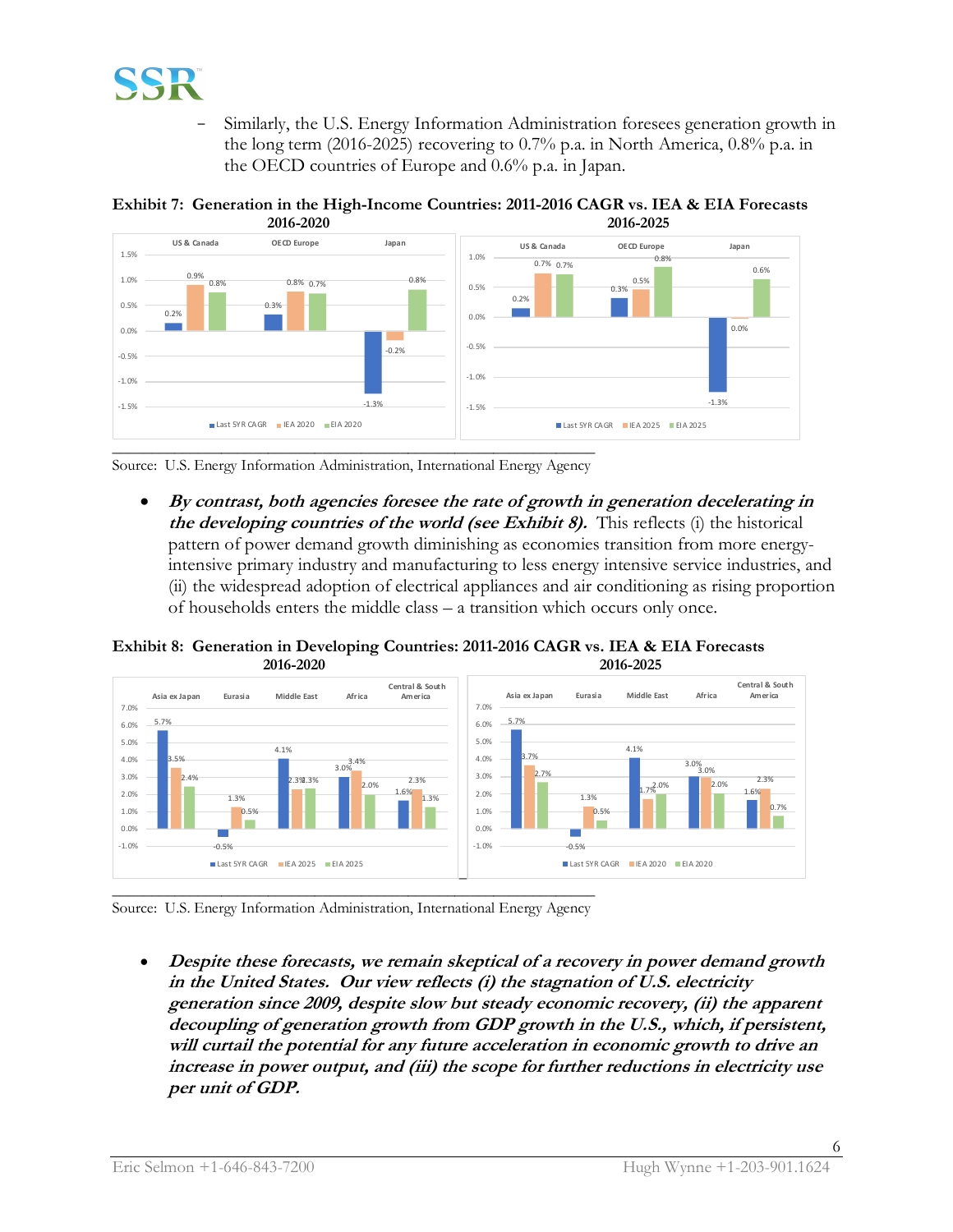- Similarly, the U.S. Energy Information Administration foresees generation growth in the long term (2016-2025) recovering to 0.7% p.a. in North America, 0.8% p.a. in the OECD countries of Europe and 0.6% p.a. in Japan.

**Exhibit 7: Generation in the High-Income Countries: 2011-2016 CAGR vs. IEA & EIA Forecasts**

**2016-2020**

| | Last 5YR CAGR | IEA 2020 | EIA 2020 |
|---|---|---|---|
| US & Canada | 0.2% | 0.9% | 0.8% |
| OECD Europe | 0.3% | 0.8% | 0.7% |
| Japan | -1.3% | -0.2% | 0.8% |

**2016-2025**

| | Last 5YR CAGR | IEA 2025 | EIA 2025 |
|---|---|---|---|
| US & Canada | 0.2% | 0.7% | 0.7% |
| OECD Europe | 0.3% | 0.5% | 0.8% |
| Japan | -1.3% | 0.0% | 0.6% |

Source: U.S. Energy Information Administration, International Energy Agency

- ***By contrast, both agencies foresee the rate of growth in generation decelerating in the developing countries of the world (see Exhibit 8).*** This reflects (i) the historical pattern of power demand growth diminishing as economies transition from more energy-intensive primary industry and manufacturing to less energy intensive service industries, and (ii) the widespread adoption of electrical appliances and air conditioning as rising proportion of households enters the middle class – a transition which occurs only once.

**Exhibit 8: Generation in Developing Countries: 2011-2016 CAGR vs. IEA & EIA Forecasts**

**2016-2020**

| | Last 5YR CAGR | IEA 2025 | EIA 2025 |
|---|---|---|---|
| Asia ex Japan | 5.7% | 3.5% | 2.4% |
| Eurasia | -0.5% | 1.3% | 0.5% |
| Middle East | 4.1% | 2.3% | 2.3% |
| Africa | 3.0% | 3.4% | 2.0% |
| Central & South America | 1.6% | 2.3% | 1.3% |

**2016-2025**

| | Last 5YR CAGR | IEA 2020 | EIA 2020 |
|---|---|---|---|
| Asia ex Japan | 5.7% | 3.7% | 2.7% |
| Eurasia | -0.5% | 1.3% | 0.5% |
| Middle East | 4.1% | 1.7% | 2.0% |
| Africa | 3.0% | 3.0% | 2.0% |
| Central & South America | 1.6% | 2.3% | 0.7% |

Source: U.S. Energy Information Administration, International Energy Agency

- ***Despite these forecasts, we remain skeptical of a recovery in power demand growth in the United States. Our view reflects (i) the stagnation of U.S. electricity generation since 2009, despite slow but steady economic recovery, (ii) the apparent decoupling of generation growth from GDP growth in the U.S., which, if persistent, will curtail the potential for any future acceleration in economic growth to drive an increase in power output, and (iii) the scope for further reductions in electricity use per unit of GDP.***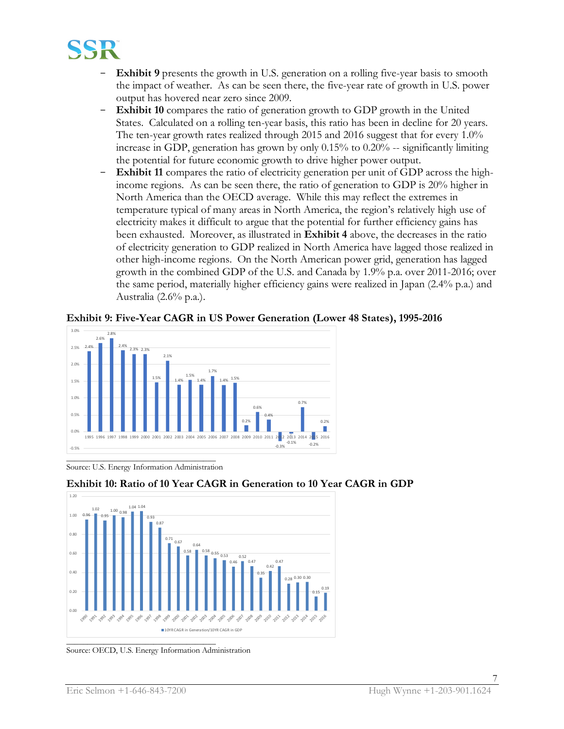- **Exhibit 9** presents the growth in U.S. generation on a rolling five-year basis to smooth the impact of weather. As can be seen there, the five-year rate of growth in U.S. power output has hovered near zero since 2009.
- **Exhibit 10** compares the ratio of generation growth to GDP growth in the United States. Calculated on a rolling ten-year basis, this ratio has been in decline for 20 years. The ten-year growth rates realized through 2015 and 2016 suggest that for every 1.0% increase in GDP, generation has grown by only 0.15% to 0.20% -- significantly limiting the potential for future economic growth to drive higher power output.
- **Exhibit 11** compares the ratio of electricity generation per unit of GDP across the high-income regions. As can be seen there, the ratio of generation to GDP is 20% higher in North America than the OECD average. While this may reflect the extremes in temperature typical of many areas in North America, the region's relatively high use of electricity makes it difficult to argue that the potential for further efficiency gains has been exhausted. Moreover, as illustrated in **Exhibit 4** above, the decreases in the ratio of electricity generation to GDP realized in North America have lagged those realized in other high-income regions. On the North American power grid, generation has lagged growth in the combined GDP of the U.S. and Canada by 1.9% p.a. over 2011-2016; over the same period, materially higher efficiency gains were realized in Japan (2.4% p.a.) and Australia (2.6% p.a.).

**Exhibit 9: Five-Year CAGR in US Power Generation (Lower 48 States), 1995-2016**

| Year | 5-Year CAGR |
|---|---|
| 1995 | 2.4% |
| 1996 | 2.6% |
| 1997 | 2.8% |
| 1998 | 2.4% |
| 1999 | 2.3% |
| 2000 | 2.3% |
| 2001 | 1.5% |
| 2002 | 2.1% |
| 2003 | 1.4% |
| 2004 | 1.5% |
| 2005 | 1.4% |
| 2006 | 1.7% |
| 2007 | 1.4% |
| 2008 | 1.5% |
| 2009 | 0.2% |
| 2010 | 0.6% |
| 2011 | 0.4% |
| 2012 | -0.3% |
| 2013 | -0.1% |
| 2014 | 0.7% |
| 2015 | -0.2% |
| 2016 | 0.2% |

Source: U.S. Energy Information Administration

**Exhibit 10: Ratio of 10 Year CAGR in Generation to 10 Year CAGR in GDP**

| Year | 10YR CAGR in Generation/10YR CAGR in GDP |
|---|---|
| 1990 | 0.96 |
| 1991 | 1.02 |
| 1992 | 0.95 |
| 1993 | 1.00 |
| 1994 | 0.98 |
| 1995 | 1.04 |
| 1996 | 1.04 |
| 1997 | 0.93 |
| 1998 | 0.87 |
| 1999 | 0.71 |
| 2000 | 0.67 |
| 2001 | 0.58 |
| 2002 | 0.64 |
| 2003 | 0.58 |
| 2004 | 0.55 |
| 2005 | 0.53 |
| 2006 | 0.46 |
| 2007 | 0.52 |
| 2008 | 0.47 |
| 2009 | 0.35 |
| 2010 | 0.42 |
| 2011 | 0.47 |
| 2012 | 0.28 |
| 2013 | 0.30 |
| 2014 | 0.30 |
| 2015 | 0.15 |
| 2016 | 0.19 |

Source: OECD, U.S. Energy Information Administration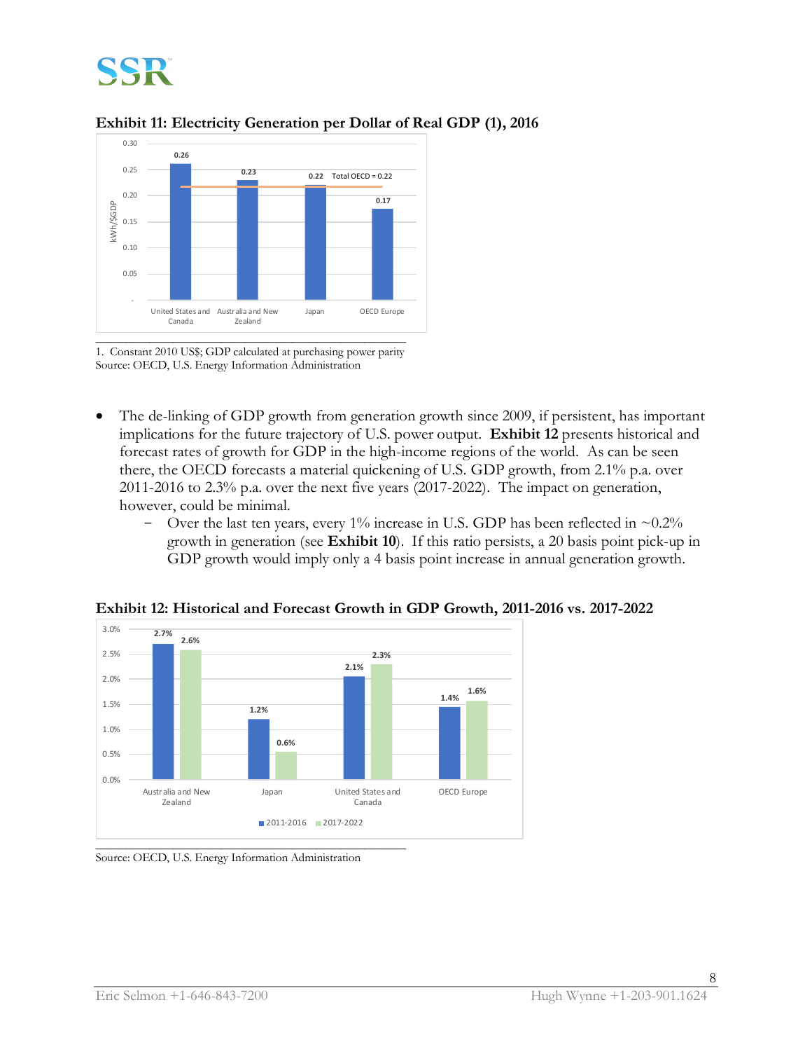**Exhibit 11: Electricity Generation per Dollar of Real GDP (1), 2016**

| Region | kWh/$GDP |
|---|---|
| United States and Canada | 0.26 |
| Australia and New Zealand | 0.23 |
| Japan | 0.22 |
| OECD Europe | 0.17 |

Total OECD = 0.22

1. Constant 2010 US$; GDP calculated at purchasing power parity
Source: OECD, U.S. Energy Information Administration

- The de-linking of GDP growth from generation growth since 2009, if persistent, has important implications for the future trajectory of U.S. power output. **Exhibit 12** presents historical and forecast rates of growth for GDP in the high-income regions of the world. As can be seen there, the OECD forecasts a material quickening of U.S. GDP growth, from 2.1% p.a. over 2011-2016 to 2.3% p.a. over the next five years (2017-2022). The impact on generation, however, could be minimal.
  - Over the last ten years, every 1% increase in U.S. GDP has been reflected in ~0.2% growth in generation (see **Exhibit 10**). If this ratio persists, a 20 basis point pick-up in GDP growth would imply only a 4 basis point increase in annual generation growth.

**Exhibit 12: Historical and Forecast Growth in GDP Growth, 2011-2016 vs. 2017-2022**

| Region | 2011-2016 | 2017-2022 |
|---|---|---|
| Australia and New Zealand | 2.7% | 2.6% |
| Japan | 1.2% | 0.6% |
| United States and Canada | 2.1% | 2.3% |
| OECD Europe | 1.4% | 1.6% |

Source: OECD, U.S. Energy Information Administration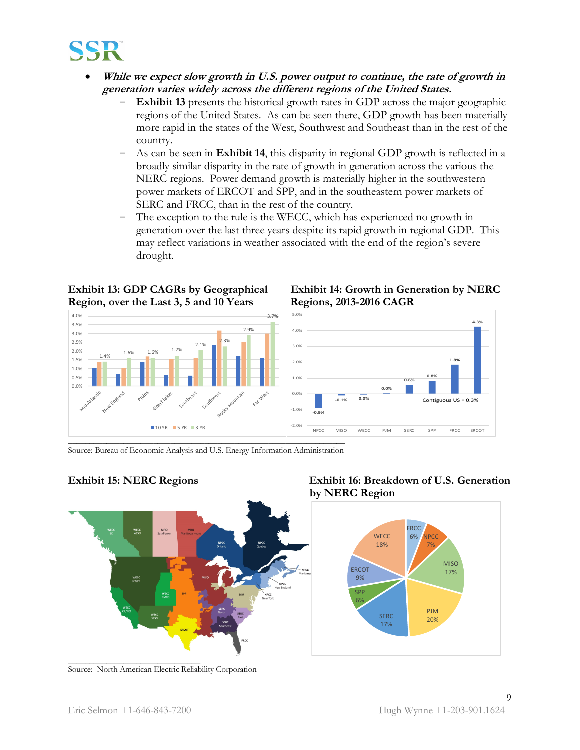- ***While we expect slow growth in U.S. power output to continue, the rate of growth in generation varies widely across the different regions of the United States.***
  - **Exhibit 13** presents the historical growth rates in GDP across the major geographic regions of the United States. As can be seen there, GDP growth has been materially more rapid in the states of the West, Southwest and Southeast than in the rest of the country.
  - As can be seen in **Exhibit 14**, this disparity in regional GDP growth is reflected in a broadly similar disparity in the rate of growth in generation across the various the NERC regions. Power demand growth is materially higher in the southwestern power markets of ERCOT and SPP, and in the southeastern power markets of SERC and FRCC, than in the rest of the country.
  - The exception to the rule is the WECC, which has experienced no growth in generation over the last three years despite its rapid growth in regional GDP. This may reflect variations in weather associated with the end of the region's severe drought.

**Exhibit 13: GDP CAGRs by Geographical Region, over the Last 3, 5 and 10 Years**

| Region | 3 YR |
|---|---|
| Mid-Atlantic | 1.4% |
| New England | 1.6% |
| Plains | 1.6% |
| Great Lakes | 1.7% |
| Southeast | 2.1% |
| Southwest | 2.3% |
| Rocky Mountain | 2.9% |
| Far West | 3.7% |

**Exhibit 14: Growth in Generation by NERC Regions, 2013-2016 CAGR**

| NERC Region | CAGR |
|---|---|
| NPCC | -0.9% |
| MISO | -0.1% |
| WECC | 0.0% |
| PJM | 0.0% |
| SERC | 0.6% |
| SPP | 0.8% |
| FRCC | 1.8% |
| ERCOT | 4.3% |

Contiguous US = 0.3%

Source: Bureau of Economic Analysis and U.S. Energy Information Administration

**Exhibit 15: NERC Regions**

**Exhibit 16: Breakdown of U.S. Generation by NERC Region**

| NERC Region | Share |
|---|---|
| FRCC | 6% |
| NPCC | 7% |
| MISO | 17% |
| PJM | 20% |
| SERC | 17% |
| SPP | 6% |
| ERCOT | 9% |
| WECC | 18% |

Source: North American Electric Reliability Corporation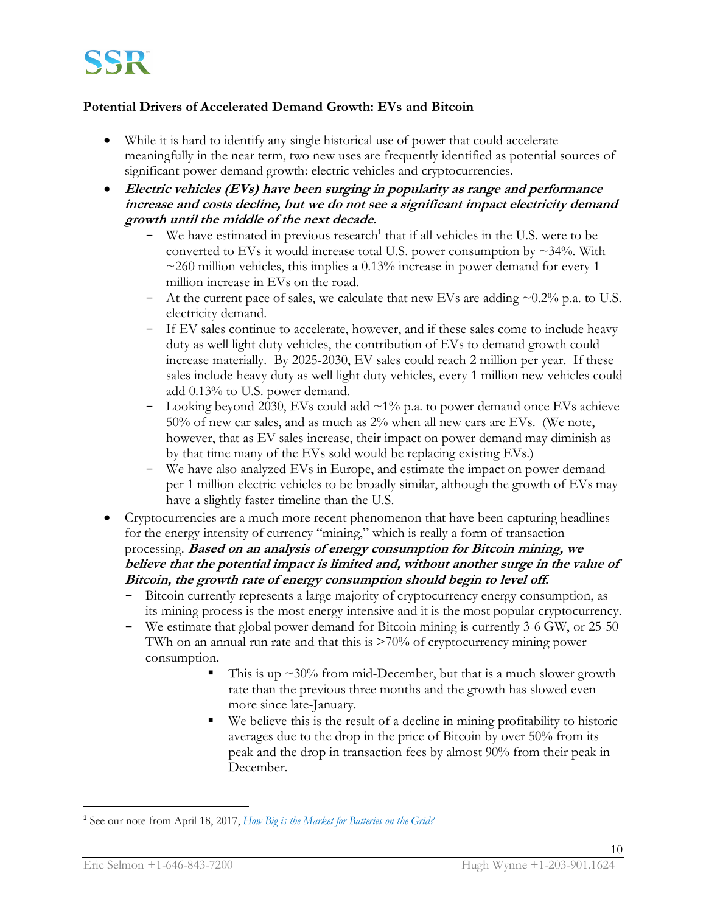**Potential Drivers of Accelerated Demand Growth: EVs and Bitcoin**

- While it is hard to identify any single historical use of power that could accelerate meaningfully in the near term, two new uses are frequently identified as potential sources of significant power demand growth: electric vehicles and cryptocurrencies.
- ***Electric vehicles (EVs) have been surging in popularity as range and performance increase and costs decline, but we do not see a significant impact electricity demand growth until the middle of the next decade.***
  - We have estimated in previous research[1] that if all vehicles in the U.S. were to be converted to EVs it would increase total U.S. power consumption by ~34%. With ~260 million vehicles, this implies a 0.13% increase in power demand for every 1 million increase in EVs on the road.
  - At the current pace of sales, we calculate that new EVs are adding ~0.2% p.a. to U.S. electricity demand.
  - If EV sales continue to accelerate, however, and if these sales come to include heavy duty as well light duty vehicles, the contribution of EVs to demand growth could increase materially. By 2025-2030, EV sales could reach 2 million per year. If these sales include heavy duty as well light duty vehicles, every 1 million new vehicles could add 0.13% to U.S. power demand.
  - Looking beyond 2030, EVs could add ~1% p.a. to power demand once EVs achieve 50% of new car sales, and as much as 2% when all new cars are EVs. (We note, however, that as EV sales increase, their impact on power demand may diminish as by that time many of the EVs sold would be replacing existing EVs.)
  - We have also analyzed EVs in Europe, and estimate the impact on power demand per 1 million electric vehicles to be broadly similar, although the growth of EVs may have a slightly faster timeline than the U.S.
- Cryptocurrencies are a much more recent phenomenon that have been capturing headlines for the energy intensity of currency "mining," which is really a form of transaction processing. ***Based on an analysis of energy consumption for Bitcoin mining, we believe that the potential impact is limited and, without another surge in the value of Bitcoin, the growth rate of energy consumption should begin to level off.***
  - Bitcoin currently represents a large majority of cryptocurrency energy consumption, as its mining process is the most energy intensive and it is the most popular cryptocurrency.
  - We estimate that global power demand for Bitcoin mining is currently 3-6 GW, or 25-50 TWh on an annual run rate and that this is >70% of cryptocurrency mining power consumption.
    - This is up ~30% from mid-December, but that is a much slower growth rate than the previous three months and the growth has slowed even more since late-January.
    - We believe this is the result of a decline in mining profitability to historic averages due to the drop in the price of Bitcoin by over 50% from its peak and the drop in transaction fees by almost 90% from their peak in December.

---

[1] See our note from April 18, 2017, *How Big is the Market for Batteries on the Grid?*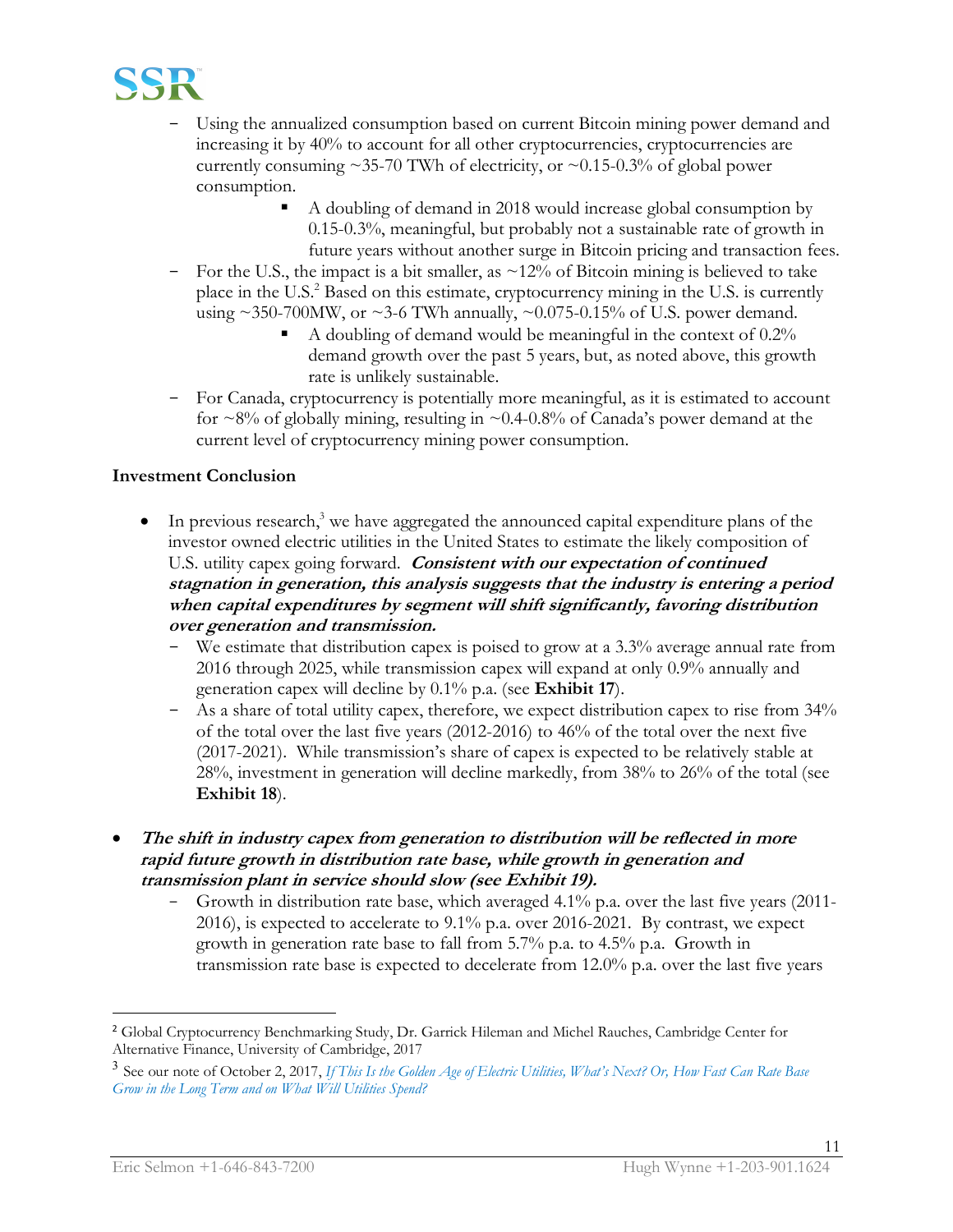- Using the annualized consumption based on current Bitcoin mining power demand and increasing it by 40% to account for all other cryptocurrencies, cryptocurrencies are currently consuming ~35-70 TWh of electricity, or ~0.15-0.3% of global power consumption.
  - A doubling of demand in 2018 would increase global consumption by 0.15-0.3%, meaningful, but probably not a sustainable rate of growth in future years without another surge in Bitcoin pricing and transaction fees.
- For the U.S., the impact is a bit smaller, as ~12% of Bitcoin mining is believed to take place in the U.S.[2] Based on this estimate, cryptocurrency mining in the U.S. is currently using ~350-700MW, or ~3-6 TWh annually, ~0.075-0.15% of U.S. power demand.
  - A doubling of demand would be meaningful in the context of 0.2% demand growth over the past 5 years, but, as noted above, this growth rate is unlikely sustainable.
- For Canada, cryptocurrency is potentially more meaningful, as it is estimated to account for ~8% of globally mining, resulting in ~0.4-0.8% of Canada's power demand at the current level of cryptocurrency mining power consumption.

**Investment Conclusion**

- In previous research,[3] we have aggregated the announced capital expenditure plans of the investor owned electric utilities in the United States to estimate the likely composition of U.S. utility capex going forward. ***Consistent with our expectation of continued stagnation in generation, this analysis suggests that the industry is entering a period when capital expenditures by segment will shift significantly, favoring distribution over generation and transmission.***
  - We estimate that distribution capex is poised to grow at a 3.3% average annual rate from 2016 through 2025, while transmission capex will expand at only 0.9% annually and generation capex will decline by 0.1% p.a. (see **Exhibit 17**).
  - As a share of total utility capex, therefore, we expect distribution capex to rise from 34% of the total over the last five years (2012-2016) to 46% of the total over the next five (2017-2021). While transmission's share of capex is expected to be relatively stable at 28%, investment in generation will decline markedly, from 38% to 26% of the total (see **Exhibit 18**).

- ***The shift in industry capex from generation to distribution will be reflected in more rapid future growth in distribution rate base, while growth in generation and transmission plant in service should slow (see Exhibit 19).***
  - Growth in distribution rate base, which averaged 4.1% p.a. over the last five years (2011-2016), is expected to accelerate to 9.1% p.a. over 2016-2021. By contrast, we expect growth in generation rate base to fall from 5.7% p.a. to 4.5% p.a. Growth in transmission rate base is expected to decelerate from 12.0% p.a. over the last five years

[2] Global Cryptocurrency Benchmarking Study, Dr. Garrick Hileman and Michel Rauches, Cambridge Center for Alternative Finance, University of Cambridge, 2017

[3] See our note of October 2, 2017, *If This Is the Golden Age of Electric Utilities, What's Next? Or, How Fast Can Rate Base Grow in the Long Term and on What Will Utilities Spend?*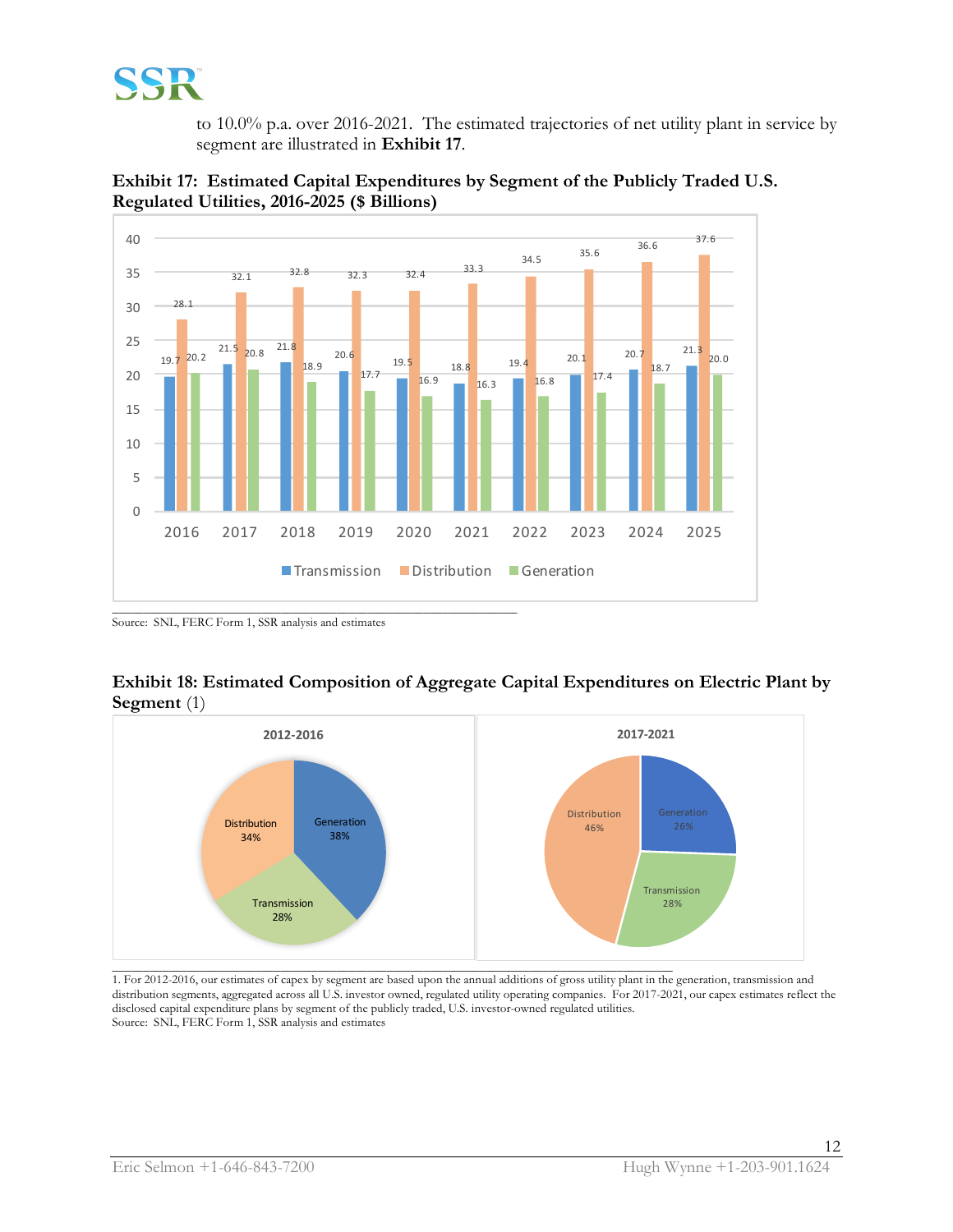to 10.0% p.a. over 2016-2021. The estimated trajectories of net utility plant in service by segment are illustrated in **Exhibit 17**.

**Exhibit 17: Estimated Capital Expenditures by Segment of the Publicly Traded U.S. Regulated Utilities, 2016-2025 ($ Billions)**

| Year | Transmission | Distribution | Generation |
|---|---|---|---|
| 2016 | 19.7 | 28.1 | 20.2 |
| 2017 | 21.5 | 32.1 | 20.8 |
| 2018 | 21.8 | 32.8 | 18.9 |
| 2019 | 20.6 | 32.3 | 17.7 |
| 2020 | 19.5 | 32.4 | 16.9 |
| 2021 | 18.8 | 33.3 | 16.3 |
| 2022 | 19.4 | 34.5 | 16.8 |
| 2023 | 20.1 | 35.6 | 17.4 |
| 2024 | 20.7 | 36.6 | 18.7 |
| 2025 | 21.3 | 37.6 | 20.0 |

Source: SNL, FERC Form 1, SSR analysis and estimates

**Exhibit 18: Estimated Composition of Aggregate Capital Expenditures on Electric Plant by Segment** (1)

| Segment | 2012-2016 | 2017-2021 |
|---|---|---|
| Generation | 38% | 26% |
| Transmission | 28% | 28% |
| Distribution | 34% | 46% |

1. For 2012-2016, our estimates of capex by segment are based upon the annual additions of gross utility plant in the generation, transmission and distribution segments, aggregated across all U.S. investor owned, regulated utility operating companies. For 2017-2021, our capex estimates reflect the disclosed capital expenditure plans by segment of the publicly traded, U.S. investor-owned regulated utilities.

Source: SNL, FERC Form 1, SSR analysis and estimates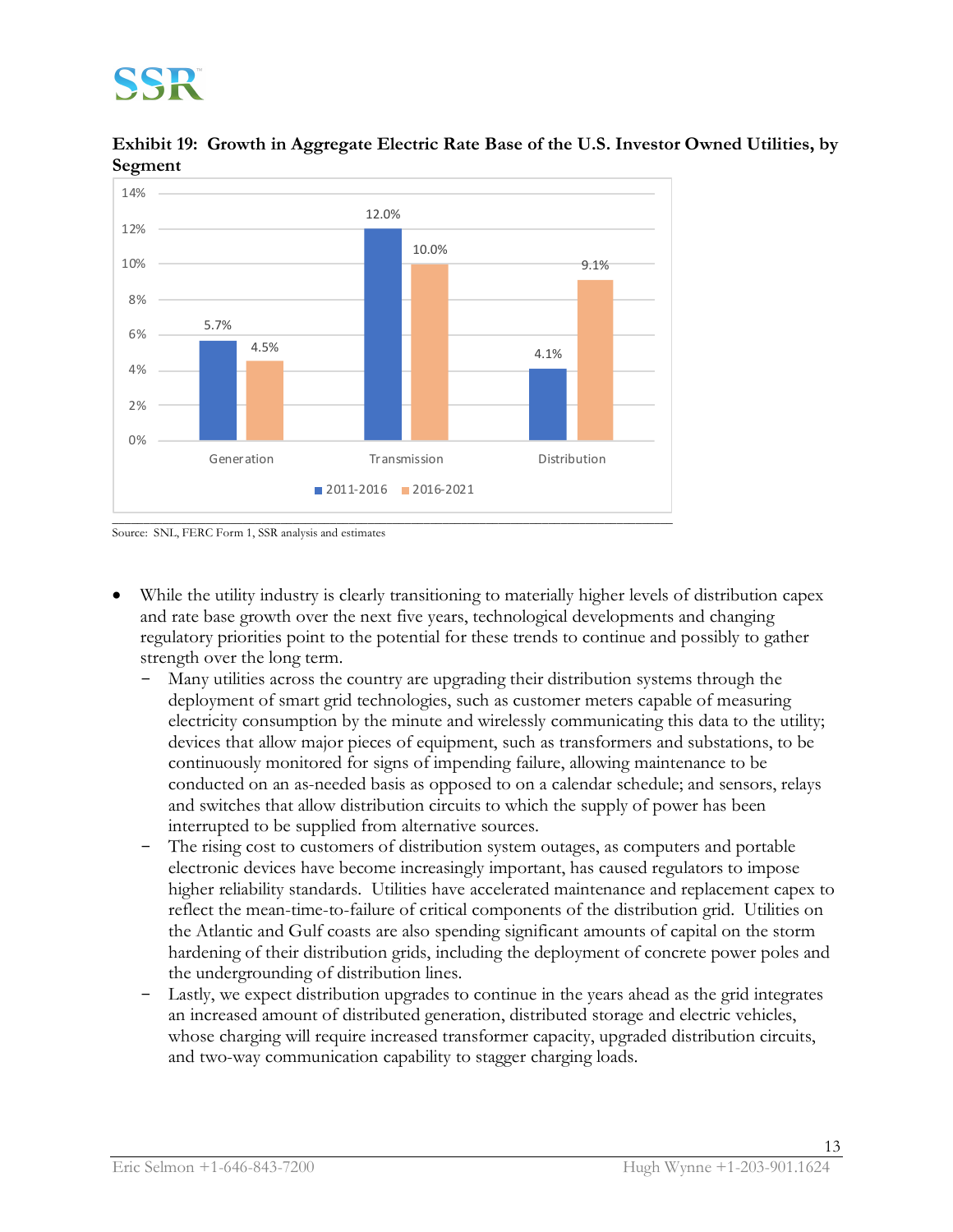**Exhibit 19: Growth in Aggregate Electric Rate Base of the U.S. Investor Owned Utilities, by Segment**

| Segment | 2011-2016 | 2016-2021 |
| --- | --- | --- |
| Generation | 5.7% | 4.5% |
| Transmission | 12.0% | 10.0% |
| Distribution | 4.1% | 9.1% |

Source: SNL, FERC Form 1, SSR analysis and estimates

- While the utility industry is clearly transitioning to materially higher levels of distribution capex and rate base growth over the next five years, technological developments and changing regulatory priorities point to the potential for these trends to continue and possibly to gather strength over the long term.
  - Many utilities across the country are upgrading their distribution systems through the deployment of smart grid technologies, such as customer meters capable of measuring electricity consumption by the minute and wirelessly communicating this data to the utility; devices that allow major pieces of equipment, such as transformers and substations, to be continuously monitored for signs of impending failure, allowing maintenance to be conducted on an as-needed basis as opposed to on a calendar schedule; and sensors, relays and switches that allow distribution circuits to which the supply of power has been interrupted to be supplied from alternative sources.
  - The rising cost to customers of distribution system outages, as computers and portable electronic devices have become increasingly important, has caused regulators to impose higher reliability standards. Utilities have accelerated maintenance and replacement capex to reflect the mean-time-to-failure of critical components of the distribution grid. Utilities on the Atlantic and Gulf coasts are also spending significant amounts of capital on the storm hardening of their distribution grids, including the deployment of concrete power poles and the undergrounding of distribution lines.
  - Lastly, we expect distribution upgrades to continue in the years ahead as the grid integrates an increased amount of distributed generation, distributed storage and electric vehicles, whose charging will require increased transformer capacity, upgraded distribution circuits, and two-way communication capability to stagger charging loads.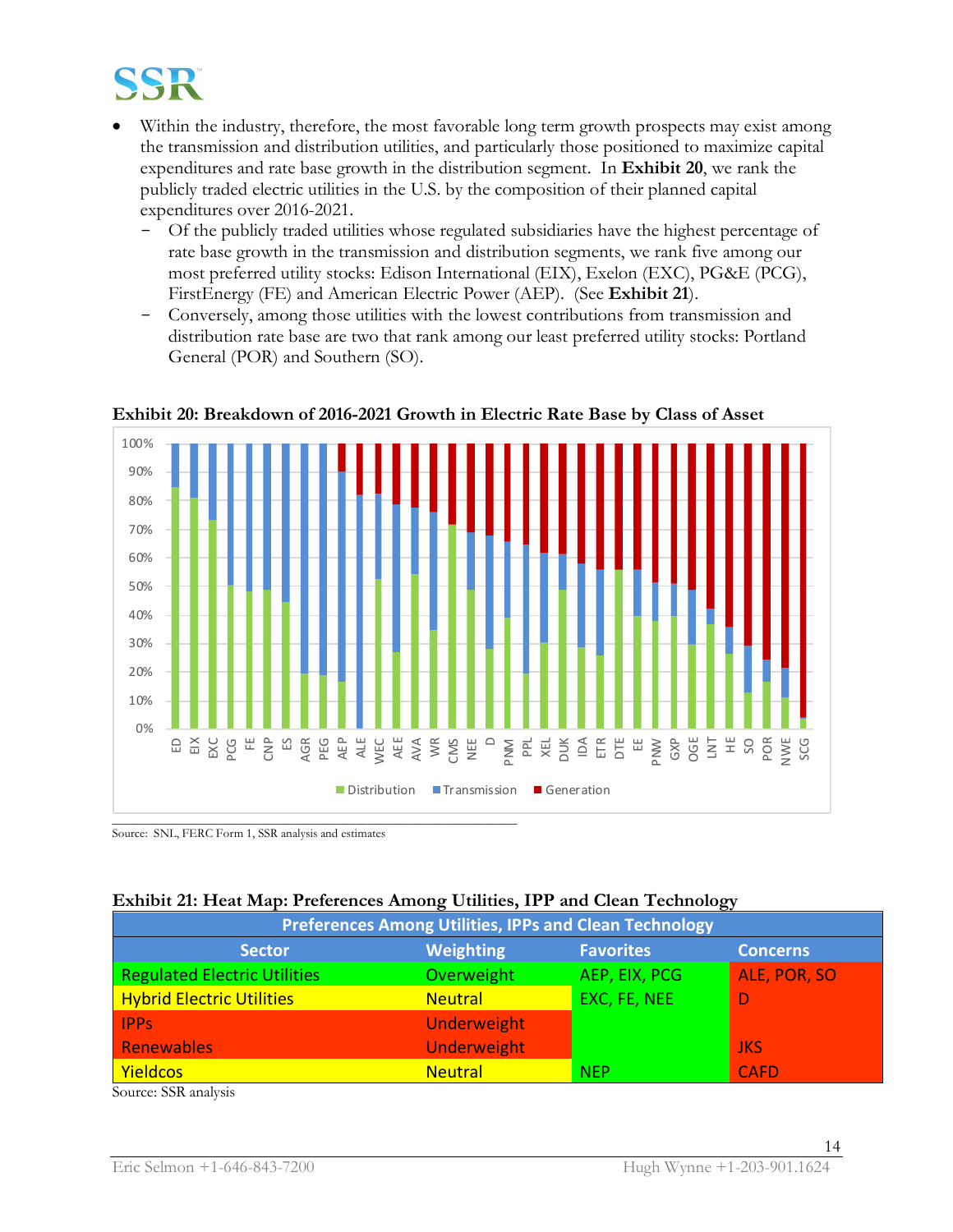- Within the industry, therefore, the most favorable long term growth prospects may exist among the transmission and distribution utilities, and particularly those positioned to maximize capital expenditures and rate base growth in the distribution segment. In **Exhibit 20**, we rank the publicly traded electric utilities in the U.S. by the composition of their planned capital expenditures over 2016-2021.
  - Of the publicly traded utilities whose regulated subsidiaries have the highest percentage of rate base growth in the transmission and distribution segments, we rank five among our most preferred utility stocks: Edison International (EIX), Exelon (EXC), PG&E (PCG), FirstEnergy (FE) and American Electric Power (AEP). (See **Exhibit 21**).
  - Conversely, among those utilities with the lowest contributions from transmission and distribution rate base are two that rank among our least preferred utility stocks: Portland General (POR) and Southern (SO).

**Exhibit 20: Breakdown of 2016-2021 Growth in Electric Rate Base by Class of Asset**

Source: SNL, FERC Form 1, SSR analysis and estimates

**Exhibit 21: Heat Map: Preferences Among Utilities, IPP and Clean Technology**

| Preferences Among Utilities, IPPs and Clean Technology | | | |
|---|---|---|---|
| **Sector** | **Weighting** | **Favorites** | **Concerns** |
| Regulated Electric Utilities | Overweight | AEP, EIX, PCG | ALE, POR, SO |
| Hybrid Electric Utilities | Neutral | EXC, FE, NEE | D |
| IPPs | Underweight | | |
| Renewables | Underweight | | JKS |
| Yieldcos | Neutral | NEP | CAFD |

Source: SSR analysis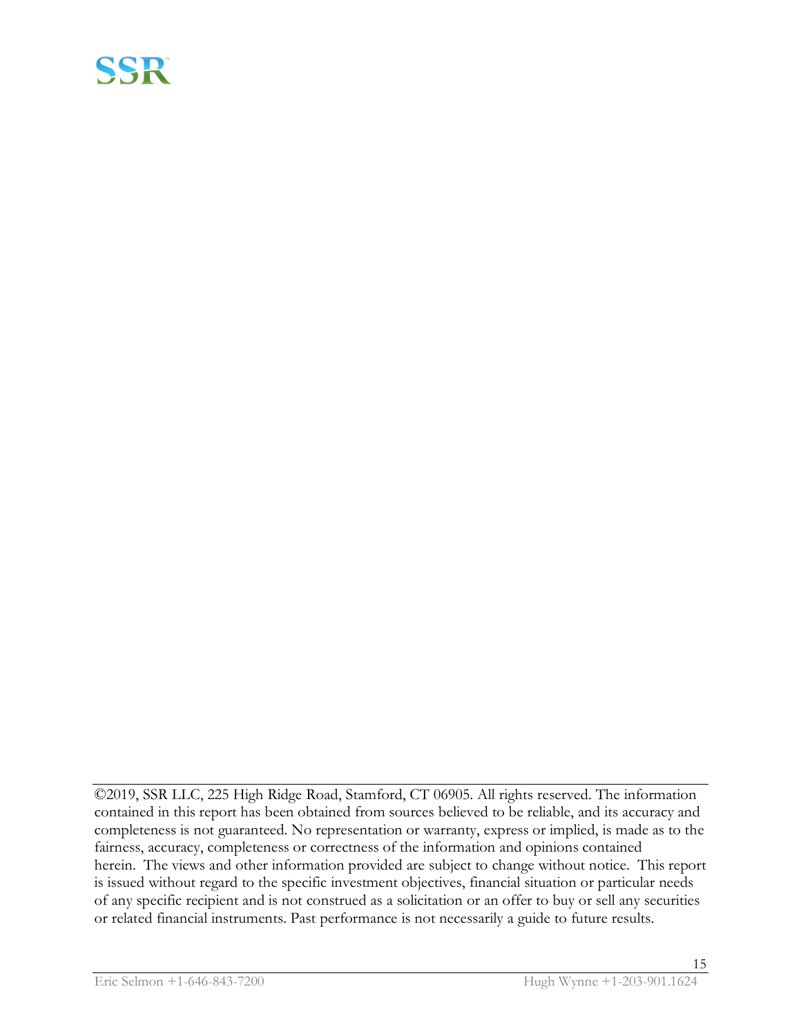©2019, SSR LLC, 225 High Ridge Road, Stamford, CT 06905. All rights reserved. The information contained in this report has been obtained from sources believed to be reliable, and its accuracy and completeness is not guaranteed. No representation or warranty, express or implied, is made as to the fairness, accuracy, completeness or correctness of the information and opinions contained herein. The views and other information provided are subject to change without notice. This report is issued without regard to the specific investment objectives, financial situation or particular needs of any specific recipient and is not construed as a solicitation or an offer to buy or sell any securities or related financial instruments. Past performance is not necessarily a guide to future results.